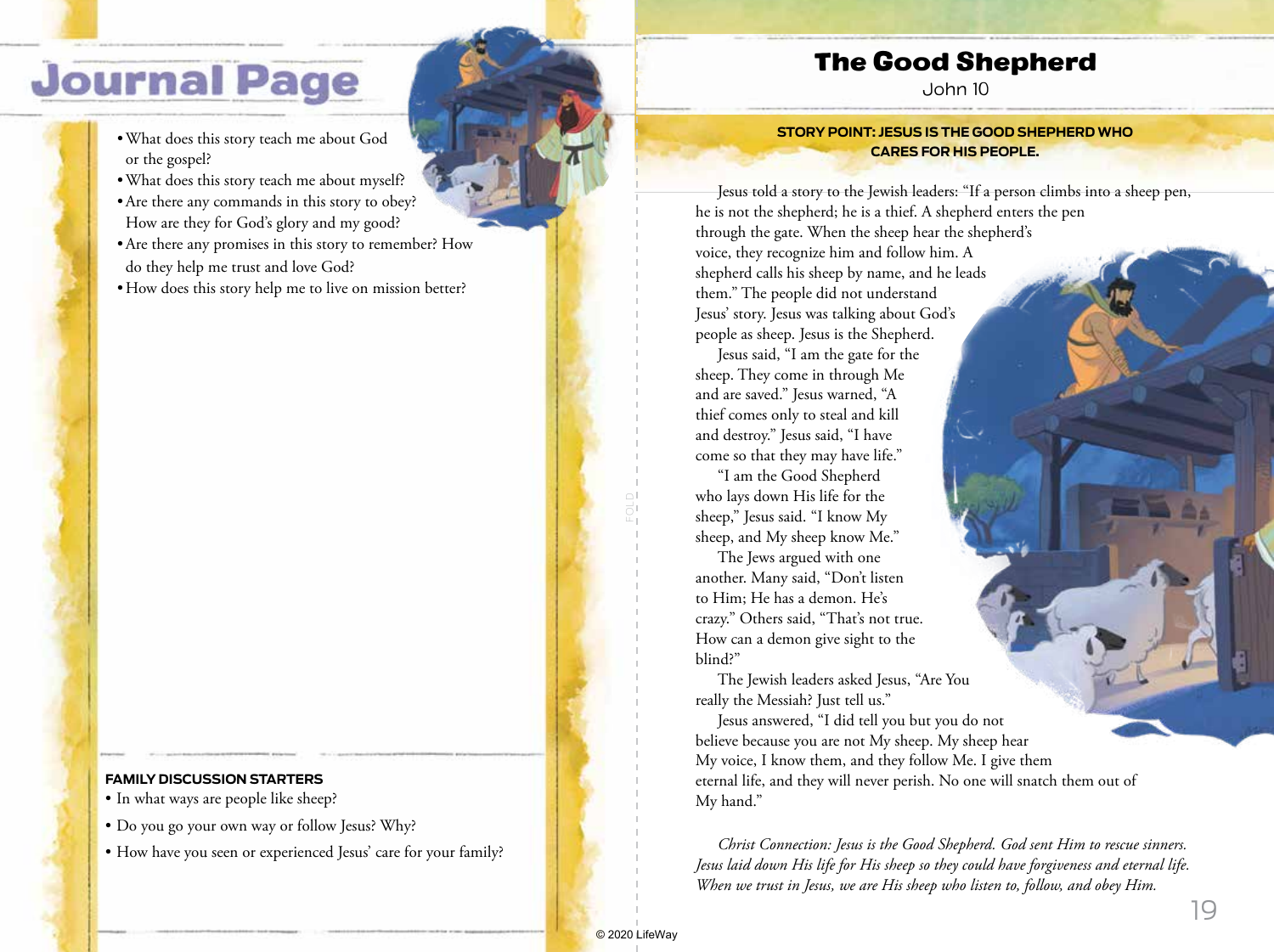# Journal Page

- What does this story teach me about God or the gospel?
- What does this story teach me about myself?
- Are there any commands in this story to obey? How are they for God's glory and my good?
- Are there any promises in this story to remember? How do they help me trust and love God?
- How does this story help me to live on mission better?

**FAMILY DISCUSSION STARTERS**

- In what ways are people like sheep?
- Do you go your own way or follow Jesus? Why?
- How have you seen or experienced Jesus' care for your family?

# The Good Shepherd

John 10

**STORY POINT: JESUS IS THE GOOD SHEPHERD WHO CARES FOR HIS PEOPLE.**

Jesus told a story to the Jewish leaders: "If a person climbs into a sheep pen, he is not the shepherd; he is a thief. A shepherd enters the pen through the gate. When the sheep hear the shepherd's voice, they recognize him and follow him. A shepherd calls his sheep by name, and he leads them." The people did not understand Jesus' story. Jesus was talking about God's people as sheep. Jesus is the Shepherd.

Jesus said, "I am the gate for the sheep. They come in through Me and are saved." Jesus warned, "A thief comes only to steal and kill and destroy." Jesus said, "I have come so that they may have life."

"I am the Good Shepherd who lays down His life for the sheep," Jesus said. "I know My sheep, and My sheep know Me."

The Jews argued with one another. Many said, "Don't listen to Him; He has a demon. He's crazy." Others said, "That's not true. How can a demon give sight to the blind?"

The Jewish leaders asked Jesus, "Are You really the Messiah? Just tell us."

Jesus answered, "I did tell you but you do not believe because you are not My sheep. My sheep hear My voice, I know them, and they follow Me. I give them eternal life, and they will never perish. No one will snatch them out of My hand."

*Christ Connection: Jesus is the Good Shepherd. God sent Him to rescue sinners. Jesus laid down His life for His sheep so they could have forgiveness and eternal life. When we trust in Jesus, we are His sheep who listen to, follow, and obey Him.*

© 2020 LifeWay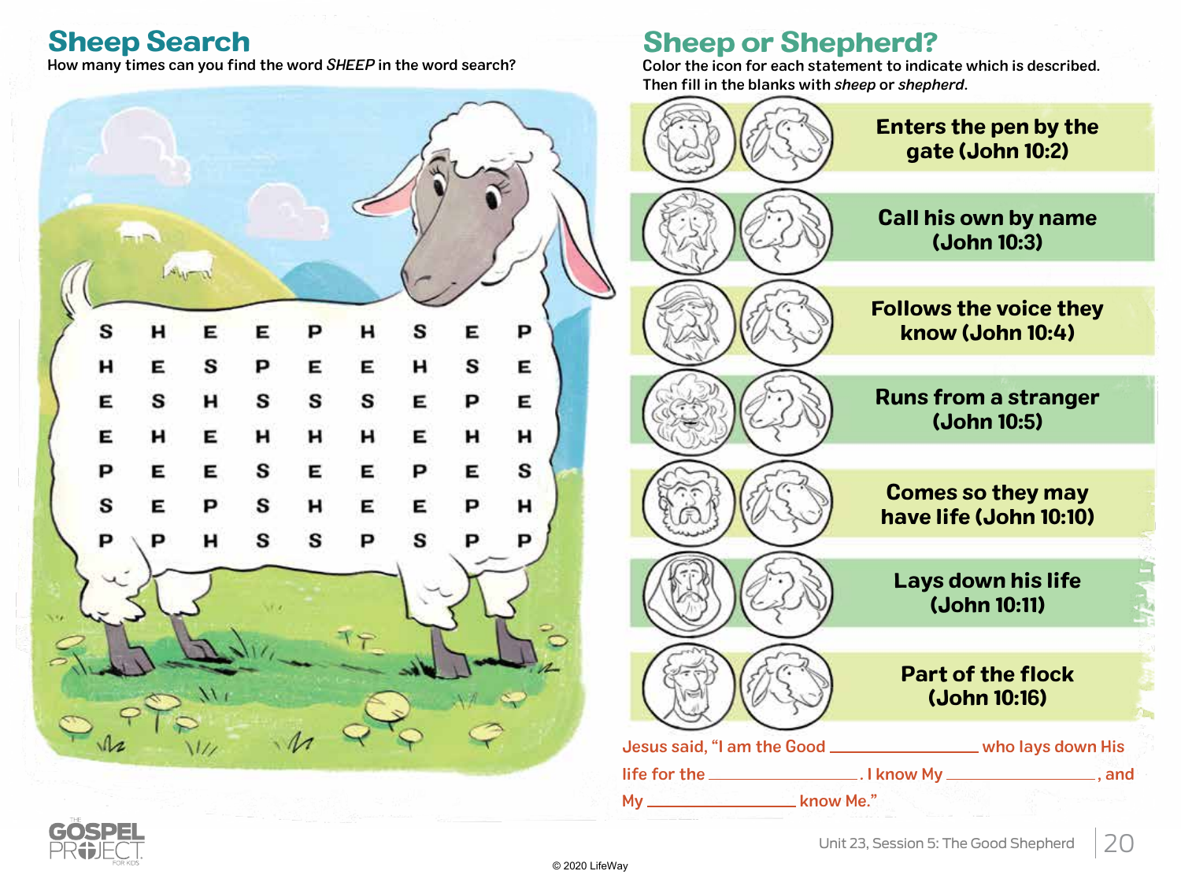## Sheep Search

How many times can you find the word *SHEEP* in the word search?

| | | | | | | | | |
|---|---|---|---|---|---|---|---|---|
| S | H | E | E | P | H | S | E | P |
| H | E | S | P | E | E | H | S | E |
| E | S | H | S | S | S | E | P | E |
| E | H | E | H | H | H | E | H | H |
| P | E | E | S | E | E | P | E | S |
| S | E | P | S | H | E | E | P | H |
| P | P | H | S | S | P | S | P | P |

## Sheep or Shepherd?

Color the icon for each statement to indicate which is described. Then fill in the blanks with *sheep* or *shepherd*.

- Enters the pen by the gate (John 10:2)
- Call his own by name (John 10:3)
- Follows the voice they know (John 10:4)
- Runs from a stranger (John 10:5)
- Comes so they may have life (John 10:10)
- Lays down his life (John 10:11)
- Part of the flock (John 10:16)

Jesus said, "I am the Good ________________ who lays down His life for the ________________. I know My ________________, and My ________________ know Me."

Unit 23, Session 5: The Good Shepherd

© 2020 LifeWay